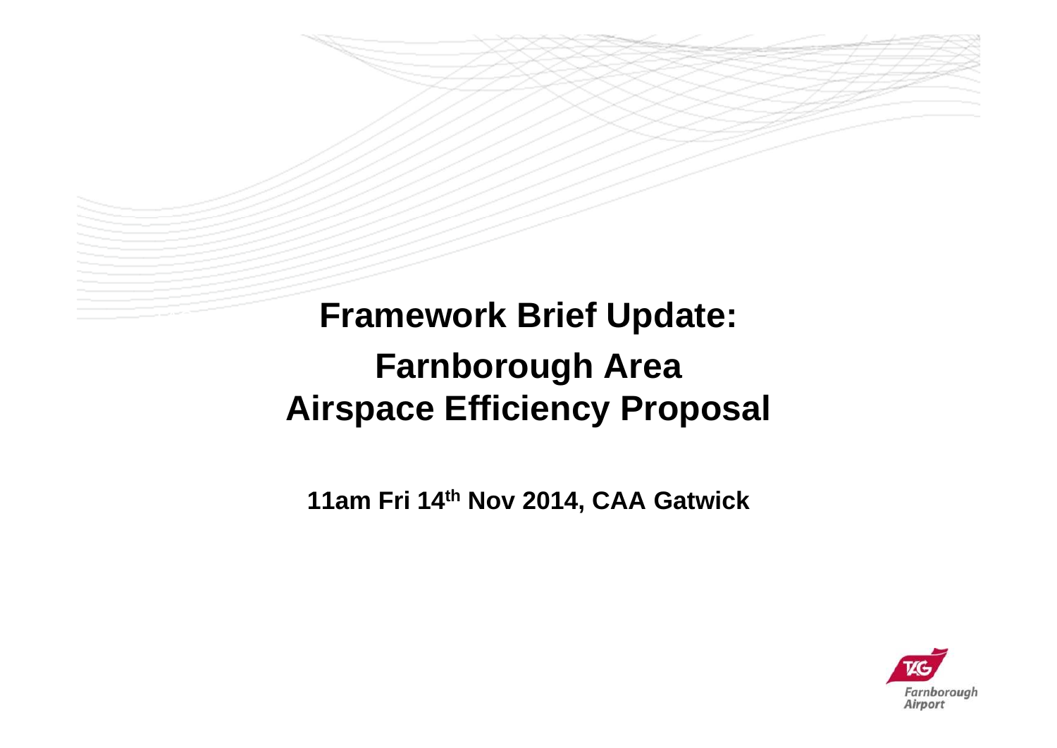# Framework Brief Update: Farnborough Area Airspace Efficiency Proposal

**11am Fri 14th Nov 2014, CAA Gatwick**

Farnborough Airport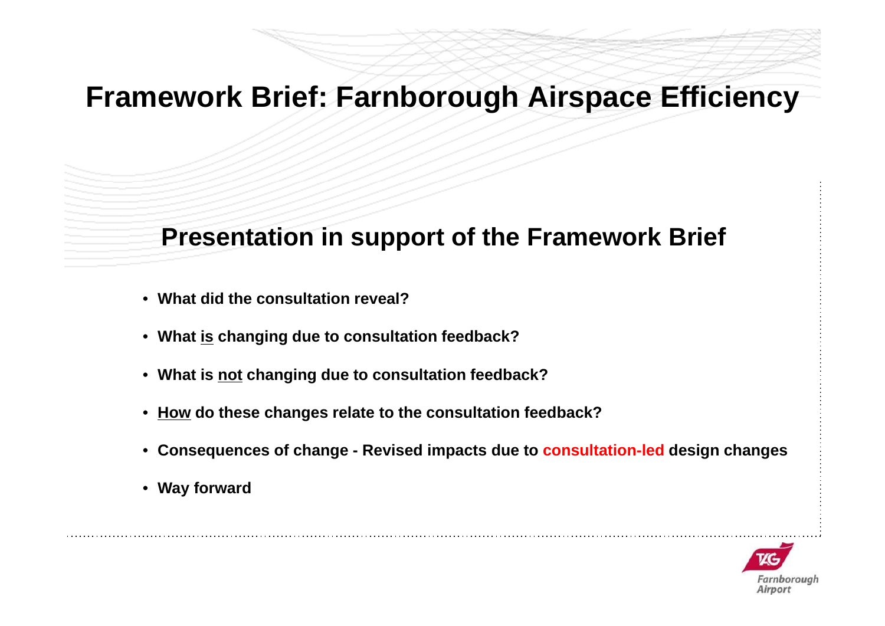# Framework Brief: Farnborough Airspace Efficiency

## Presentation in support of the Framework Brief

- **What did the consultation reveal?**
- **What is changing due to consultation feedback?**
- **What is not changing due to consultation feedback?**
- **How do these changes relate to the consultation feedback?**
- **Consequences of change - Revised impacts due to consultation-led design changes**
- **Way forward**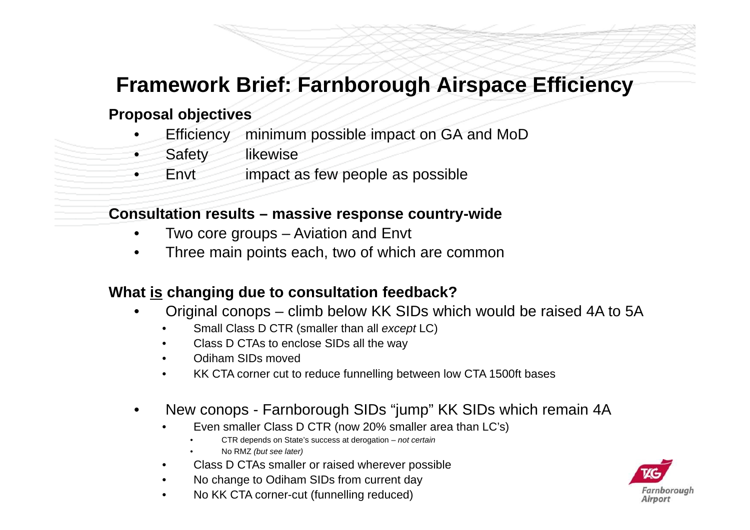# Framework Brief: Farnborough Airspace Efficiency

**Proposal objectives**

- Efficiency minimum possible impact on GA and MoD
- Safety likewise
- Envt impact as few people as possible

**Consultation results – massive response country-wide**

- Two core groups – Aviation and Envt
- Three main points each, two of which are common

**What <u>is</u> changing due to consultation feedback?**

- Original conops – climb below KK SIDs which would be raised 4A to 5A
  - Small Class D CTR (smaller than all *except* LC)
  - Class D CTAs to enclose SIDs all the way
  - Odiham SIDs moved
  - KK CTA corner cut to reduce funnelling between low CTA 1500ft bases

- New conops - Farnborough SIDs “jump” KK SIDs which remain 4A
  - Even smaller Class D CTR (now 20% smaller area than LC’s)
    - CTR depends on State’s success at derogation – *not certain*
    - No RMZ *(but see later)*
  - Class D CTAs smaller or raised wherever possible
  - No change to Odiham SIDs from current day
  - No KK CTA corner-cut (funnelling reduced)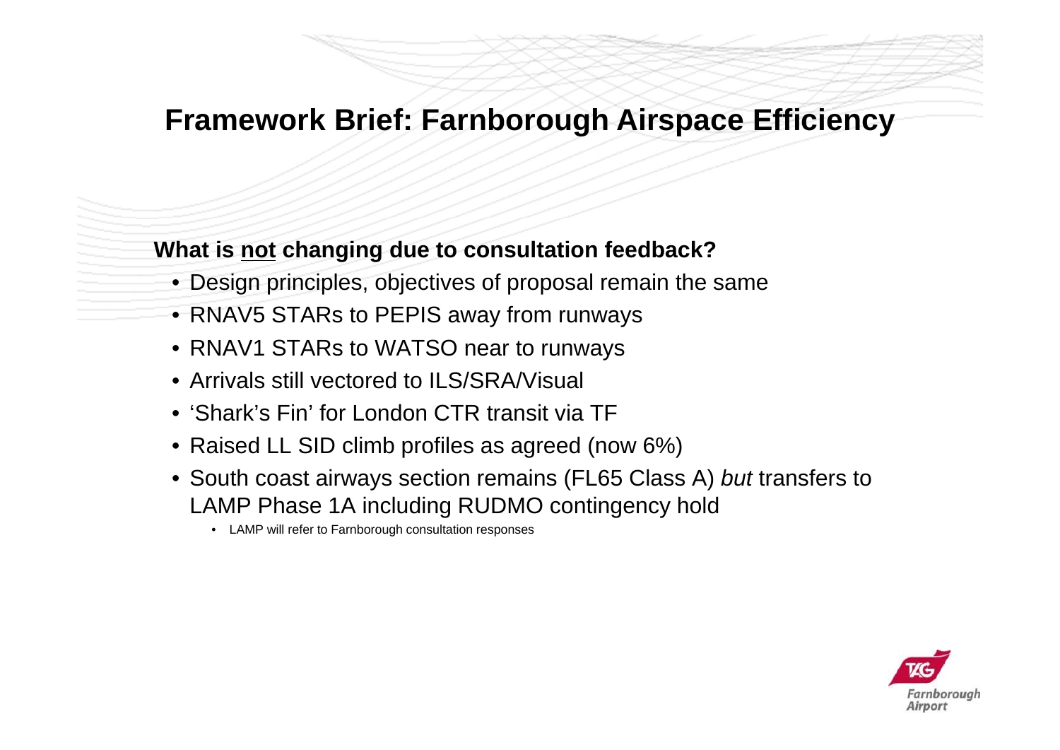# Framework Brief: Farnborough Airspace Efficiency

**What is <u>not</u> changing due to consultation feedback?**

- Design principles, objectives of proposal remain the same
- RNAV5 STARs to PEPIS away from runways
- RNAV1 STARs to WATSO near to runways
- Arrivals still vectored to ILS/SRA/Visual
- 'Shark's Fin' for London CTR transit via TF
- Raised LL SID climb profiles as agreed (now 6%)
- South coast airways section remains (FL65 Class A) *but* transfers to LAMP Phase 1A including RUDMO contingency hold
  - LAMP will refer to Farnborough consultation responses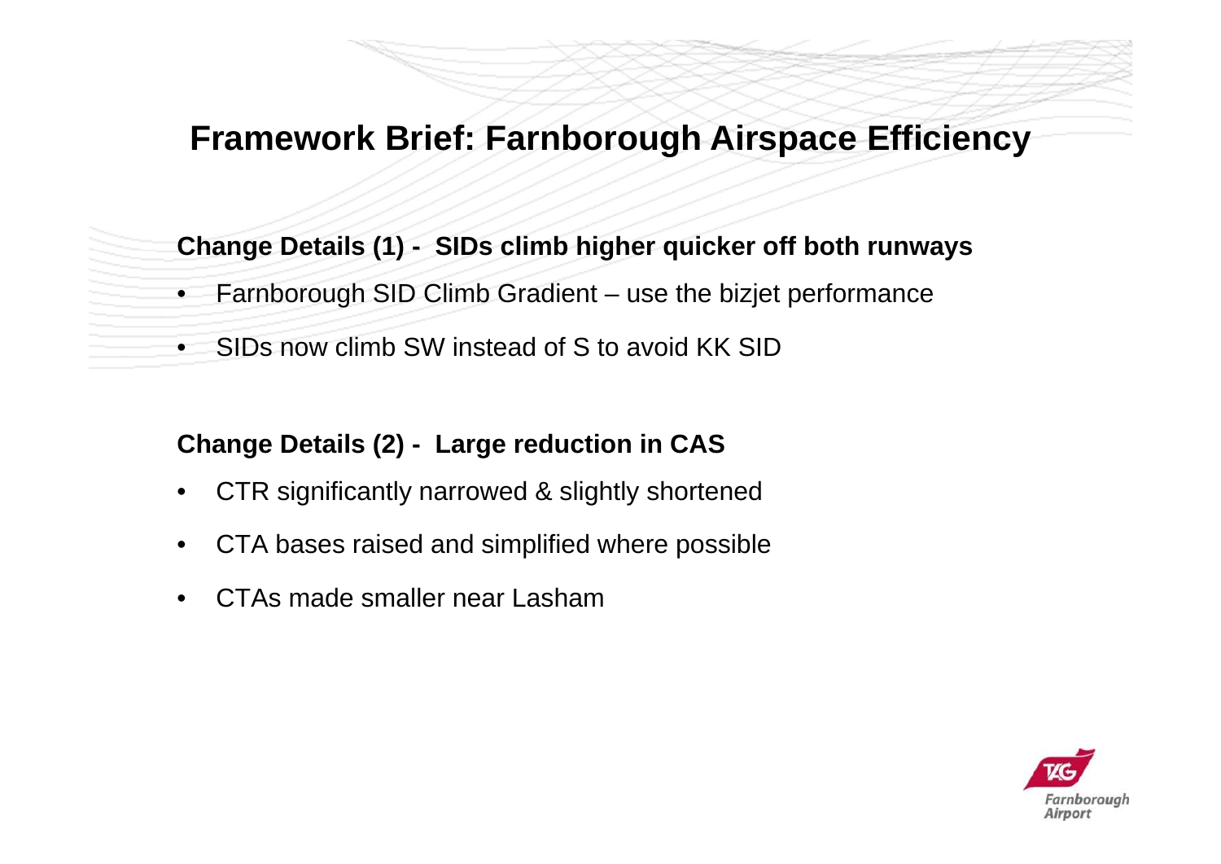# Framework Brief: Farnborough Airspace Efficiency

**Change Details (1) - SIDs climb higher quicker off both runways**

- Farnborough SID Climb Gradient – use the bizjet performance
- SIDs now climb SW instead of S to avoid KK SID

**Change Details (2) - Large reduction in CAS**

- CTR significantly narrowed & slightly shortened
- CTA bases raised and simplified where possible
- CTAs made smaller near Lasham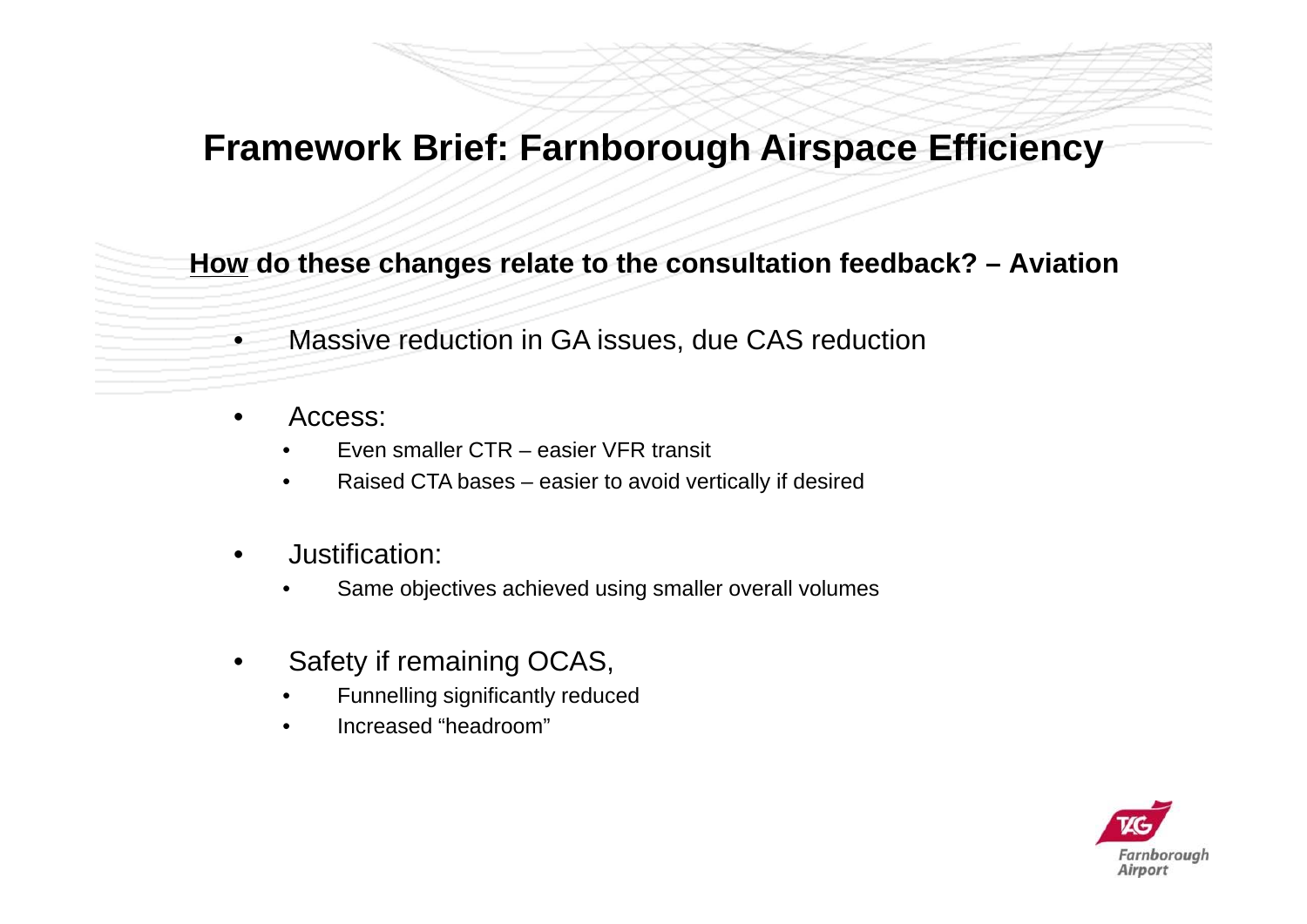# Framework Brief: Farnborough Airspace Efficiency

**<u>How</u> do these changes relate to the consultation feedback? – Aviation**

- Massive reduction in GA issues, due CAS reduction
- Access:
  - Even smaller CTR – easier VFR transit
  - Raised CTA bases – easier to avoid vertically if desired
- Justification:
  - Same objectives achieved using smaller overall volumes
- Safety if remaining OCAS,
  - Funnelling significantly reduced
  - Increased "headroom"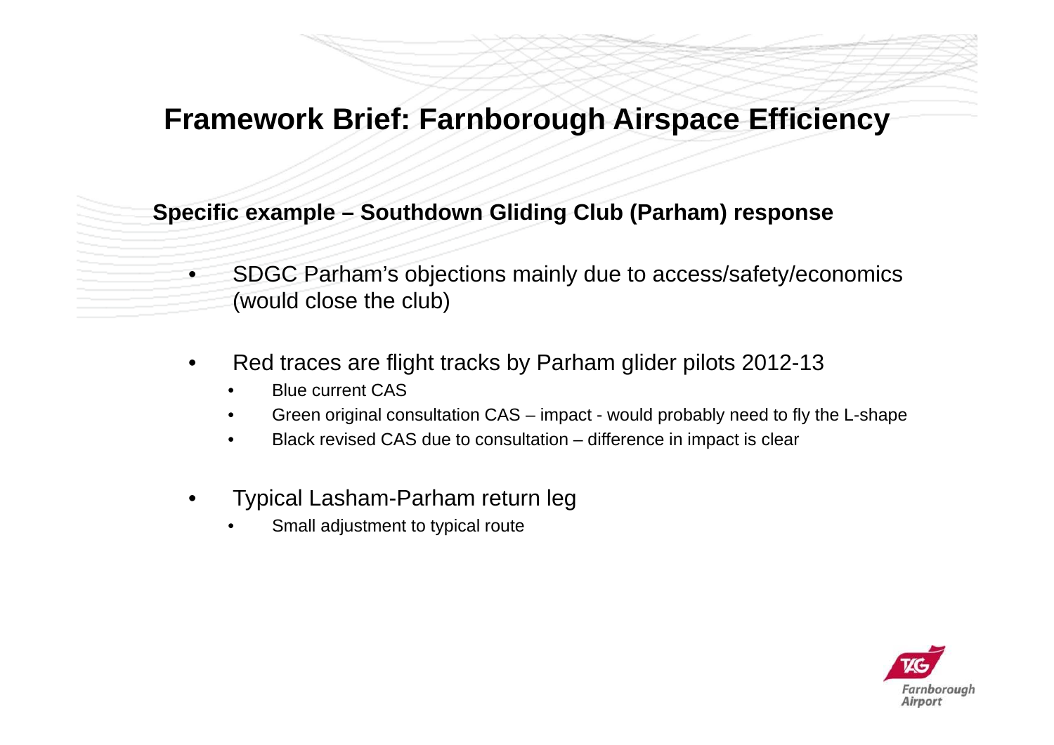# Framework Brief: Farnborough Airspace Efficiency

**Specific example – Southdown Gliding Club (Parham) response**

- SDGC Parham's objections mainly due to access/safety/economics (would close the club)
- Red traces are flight tracks by Parham glider pilots 2012-13
  - Blue current CAS
  - Green original consultation CAS – impact - would probably need to fly the L-shape
  - Black revised CAS due to consultation – difference in impact is clear
- Typical Lasham-Parham return leg
  - Small adjustment to typical route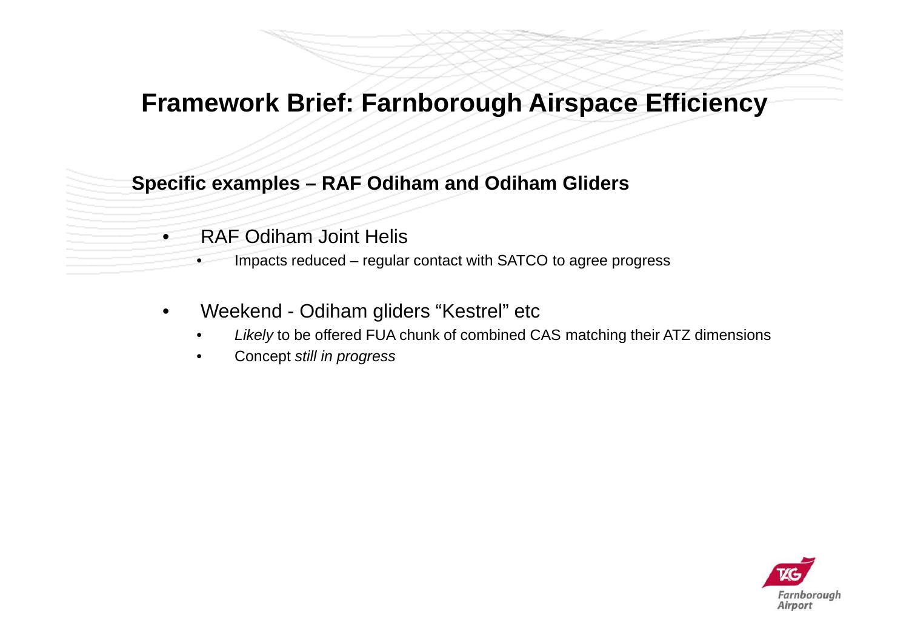# Framework Brief: Farnborough Airspace Efficiency

**Specific examples – RAF Odiham and Odiham Gliders**

- RAF Odiham Joint Helis
    - Impacts reduced – regular contact with SATCO to agree progress
- Weekend - Odiham gliders “Kestrel” etc
    - *Likely* to be offered FUA chunk of combined CAS matching their ATZ dimensions
    - Concept *still in progress*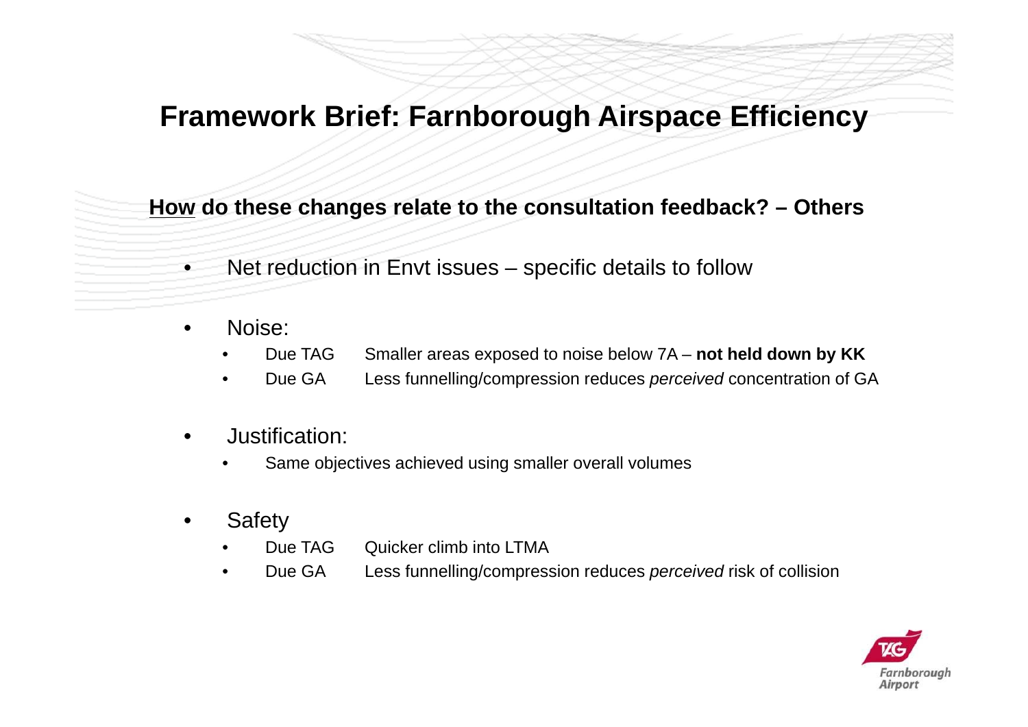# Framework Brief: Farnborough Airspace Efficiency

**<u>How</u> do these changes relate to the consultation feedback? – Others**

- Net reduction in Envt issues – specific details to follow

- Noise:
  - Due TAG  Smaller areas exposed to noise below 7A – **not held down by KK**
  - Due GA  Less funnelling/compression reduces *perceived* concentration of GA

- Justification:
  - Same objectives achieved using smaller overall volumes

- Safety
  - Due TAG  Quicker climb into LTMA
  - Due GA  Less funnelling/compression reduces *perceived* risk of collision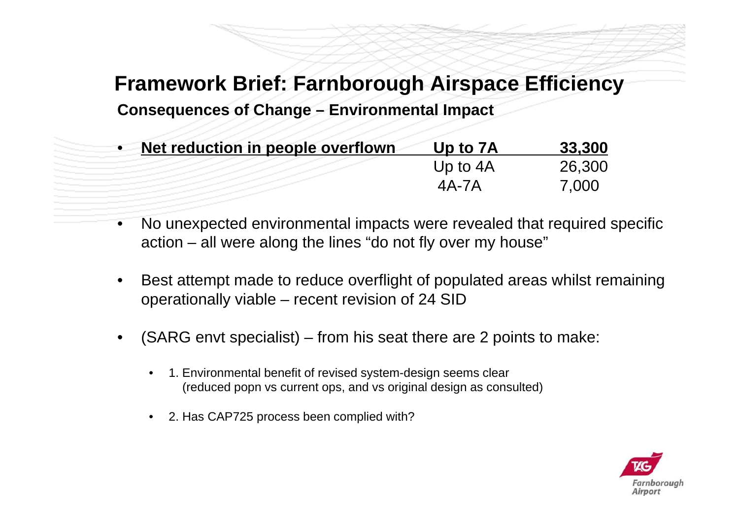# Framework Brief: Farnborough Airspace Efficiency

## Consequences of Change – Environmental Impact

- **Net reduction in people overflown**

| | |
|---|---|
| **Up to 7A** | **33,300** |
| Up to 4A | 26,300 |
| 4A-7A | 7,000 |

- No unexpected environmental impacts were revealed that required specific action – all were along the lines "do not fly over my house"
- Best attempt made to reduce overflight of populated areas whilst remaining operationally viable – recent revision of 24 SID
- (SARG envt specialist) – from his seat there are 2 points to make:
  - 1. Environmental benefit of revised system-design seems clear (reduced popn vs current ops, and vs original design as consulted)
  - 2. Has CAP725 process been complied with?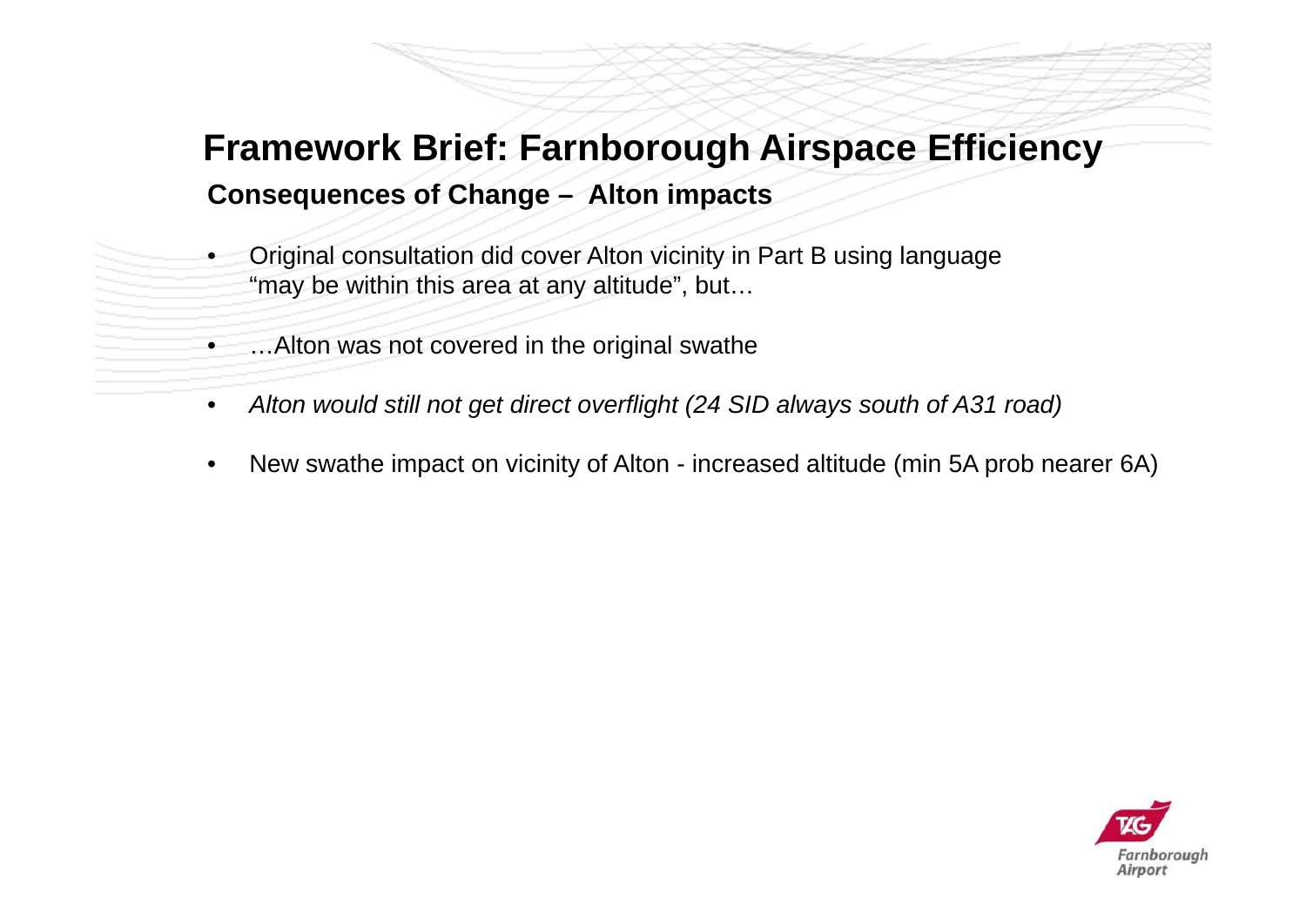# Framework Brief: Farnborough Airspace Efficiency

## Consequences of Change – Alton impacts

- Original consultation did cover Alton vicinity in Part B using language "may be within this area at any altitude", but…
- …Alton was not covered in the original swathe
- *Alton would still not get direct overflight (24 SID always south of A31 road)*
- New swathe impact on vicinity of Alton - increased altitude (min 5A prob nearer 6A)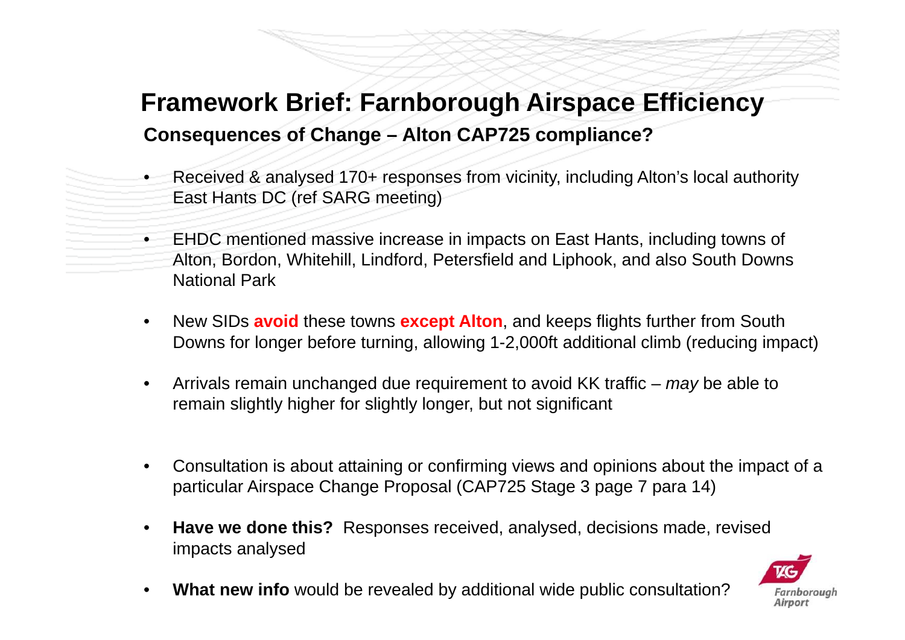# Framework Brief: Farnborough Airspace Efficiency

## Consequences of Change – Alton CAP725 compliance?

- Received & analysed 170+ responses from vicinity, including Alton's local authority East Hants DC (ref SARG meeting)
- EHDC mentioned massive increase in impacts on East Hants, including towns of Alton, Bordon, Whitehill, Lindford, Petersfield and Liphook, and also South Downs National Park
- New SIDs **avoid** these towns **except Alton**, and keeps flights further from South Downs for longer before turning, allowing 1-2,000ft additional climb (reducing impact)
- Arrivals remain unchanged due requirement to avoid KK traffic – *may* be able to remain slightly higher for slightly longer, but not significant
- Consultation is about attaining or confirming views and opinions about the impact of a particular Airspace Change Proposal (CAP725 Stage 3 page 7 para 14)
- **Have we done this?** Responses received, analysed, decisions made, revised impacts analysed
- **What new info** would be revealed by additional wide public consultation?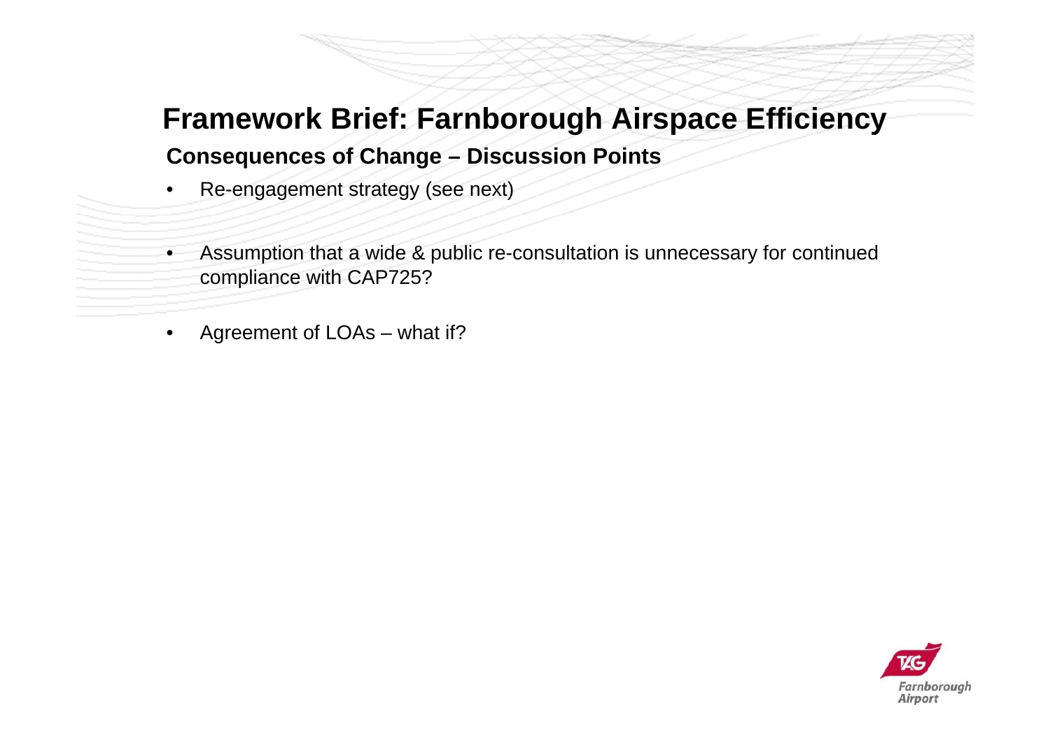# Framework Brief: Farnborough Airspace Efficiency

## Consequences of Change – Discussion Points

- Re-engagement strategy (see next)
- Assumption that a wide & public re-consultation is unnecessary for continued compliance with CAP725?
- Agreement of LOAs – what if?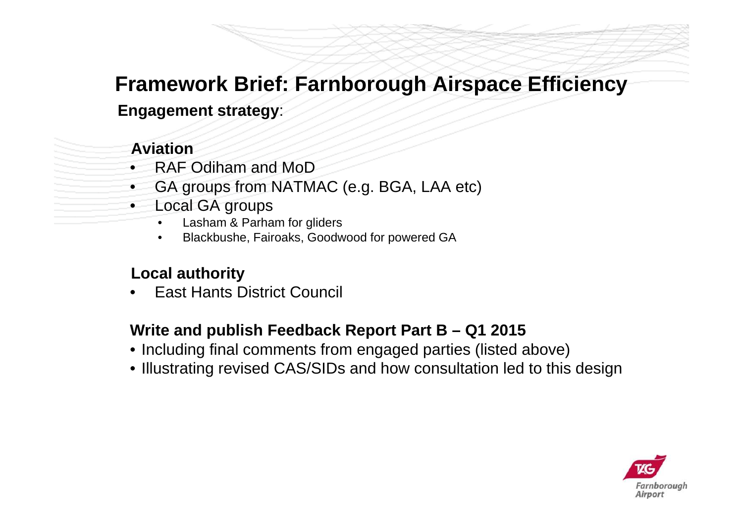# Framework Brief: Farnborough Airspace Efficiency

**Engagement strategy**:

### Aviation

- RAF Odiham and MoD
- GA groups from NATMAC (e.g. BGA, LAA etc)
- Local GA groups
  - Lasham & Parham for gliders
  - Blackbushe, Fairoaks, Goodwood for powered GA

### Local authority

- East Hants District Council

### Write and publish Feedback Report Part B – Q1 2015

- Including final comments from engaged parties (listed above)
- Illustrating revised CAS/SIDs and how consultation led to this design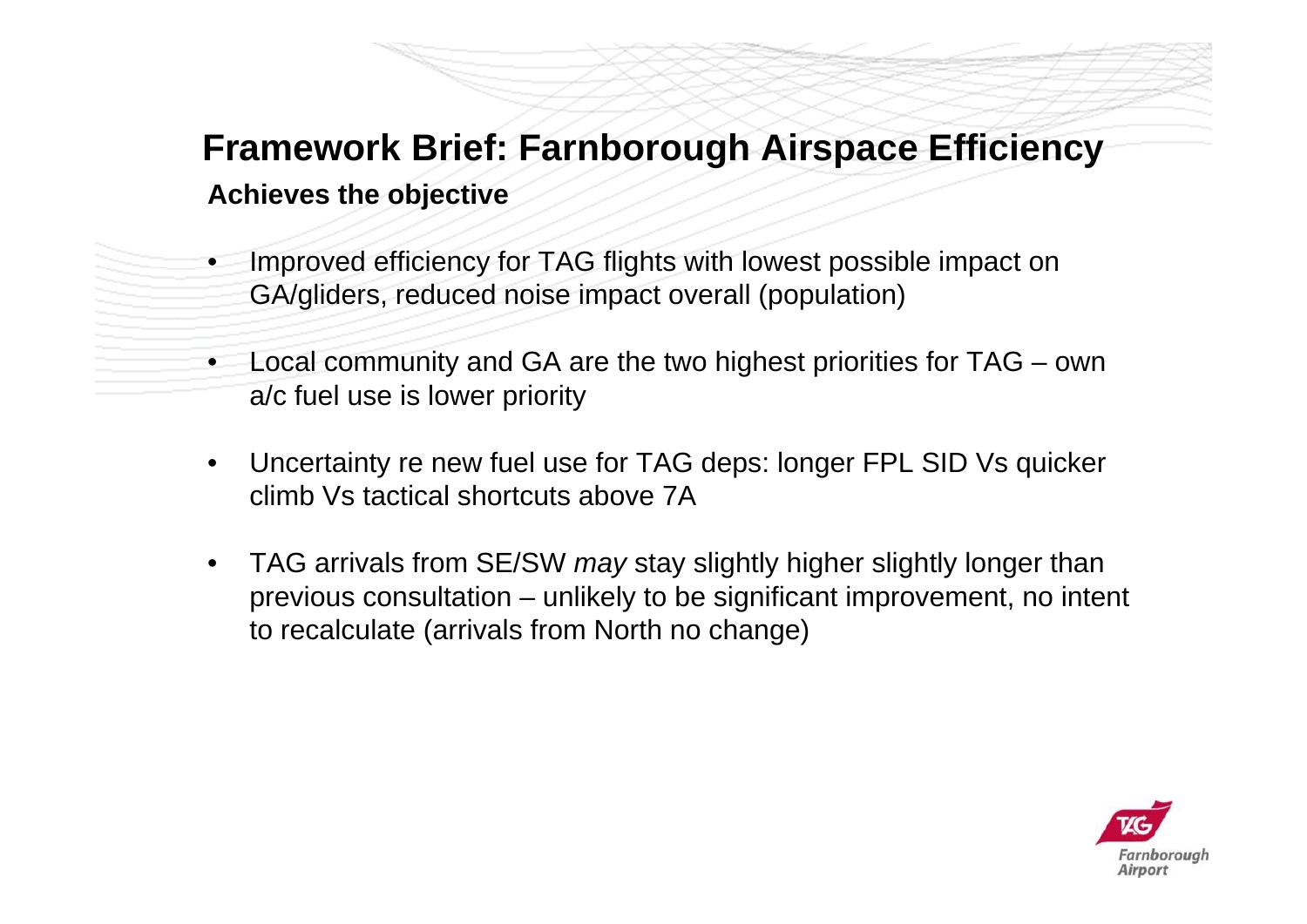# Framework Brief: Farnborough Airspace Efficiency

**Achieves the objective**

- Improved efficiency for TAG flights with lowest possible impact on GA/gliders, reduced noise impact overall (population)
- Local community and GA are the two highest priorities for TAG – own a/c fuel use is lower priority
- Uncertainty re new fuel use for TAG deps: longer FPL SID Vs quicker climb Vs tactical shortcuts above 7A
- TAG arrivals from SE/SW *may* stay slightly higher slightly longer than previous consultation – unlikely to be significant improvement, no intent to recalculate (arrivals from North no change)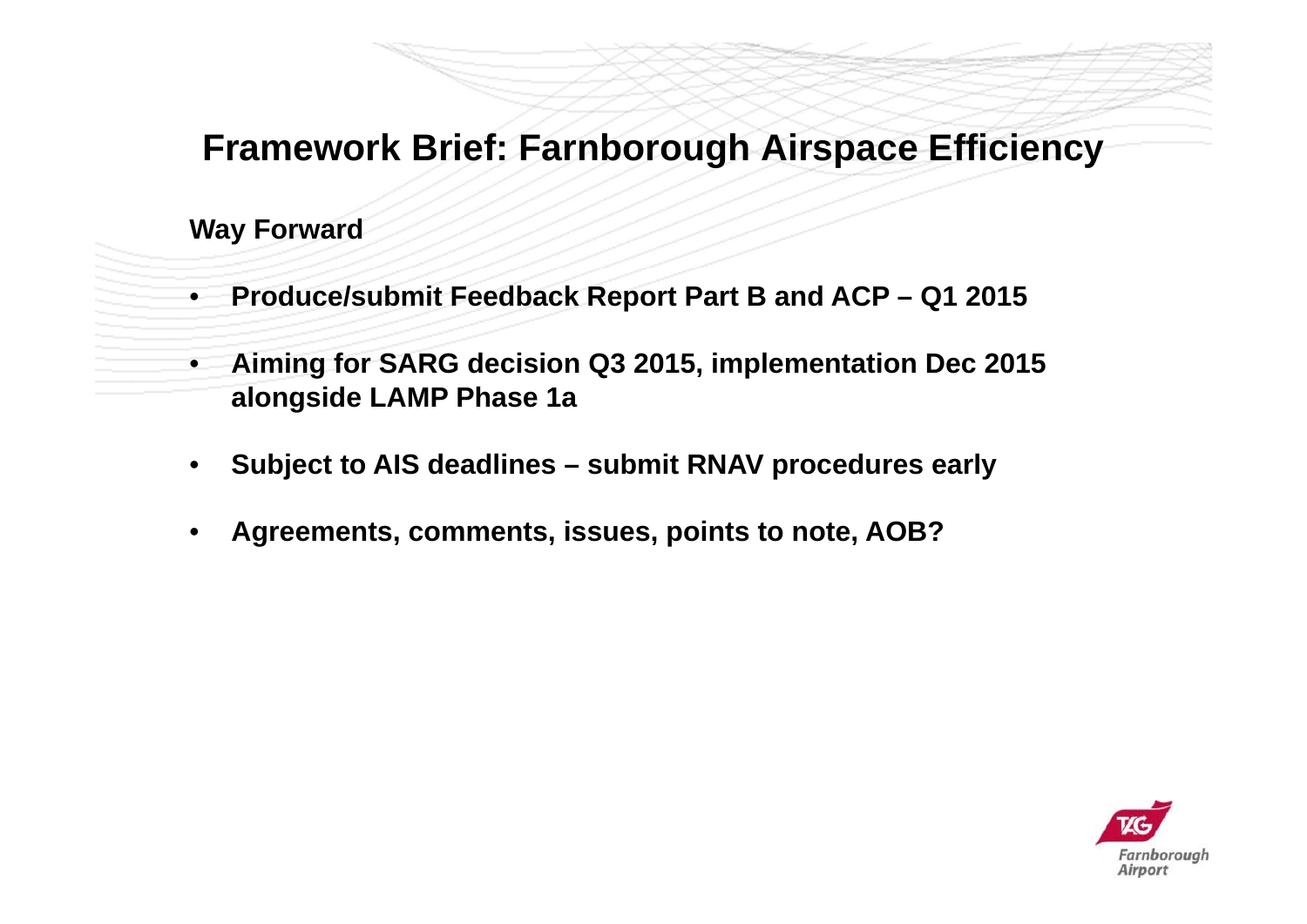# Framework Brief: Farnborough Airspace Efficiency

**Way Forward**

- **Produce/submit Feedback Report Part B and ACP – Q1 2015**
- **Aiming for SARG decision Q3 2015, implementation Dec 2015 alongside LAMP Phase 1a**
- **Subject to AIS deadlines – submit RNAV procedures early**
- **Agreements, comments, issues, points to note, AOB?**